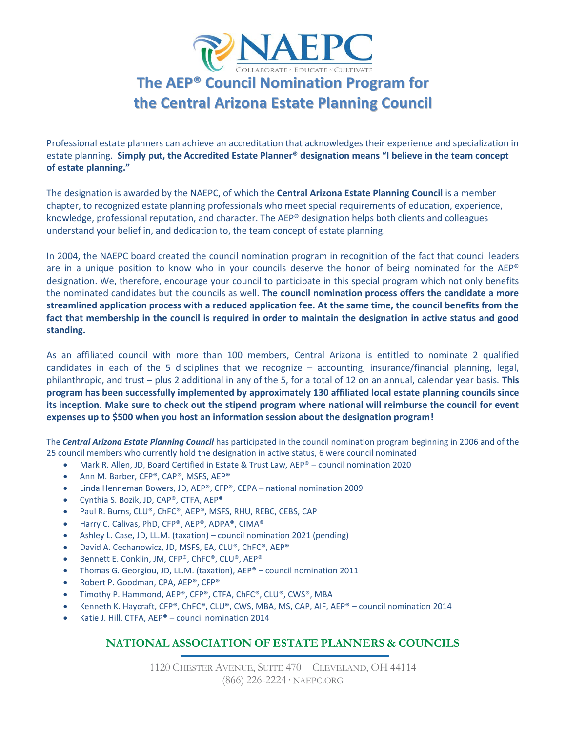# The AEP® Council Nomination Program for the Central Arizona Estate Planning Council

Professional estate planners can achieve an accreditation that acknowledges their experience and specialization in estate planning. **Simply put, the Accredited Estate Planner® designation means "I believe in the team concept of estate planning."**

The designation is awarded by the NAEPC, of which the **Central Arizona Estate Planning Council** is a member chapter, to recognized estate planning professionals who meet special requirements of education, experience, knowledge, professional reputation, and character. The AEP® designation helps both clients and colleagues understand your belief in, and dedication to, the team concept of estate planning.

In 2004, the NAEPC board created the council nomination program in recognition of the fact that council leaders are in a unique position to know who in your councils deserve the honor of being nominated for the AEP® designation. We, therefore, encourage your council to participate in this special program which not only benefits the nominated candidates but the councils as well. **The council nomination process offers the candidate a more streamlined application process with a reduced application fee. At the same time, the council benefits from the fact that membership in the council is required in order to maintain the designation in active status and good standing.**

As an affiliated council with more than 100 members, Central Arizona is entitled to nominate 2 qualified candidates in each of the 5 disciplines that we recognize – accounting, insurance/financial planning, legal, philanthropic, and trust – plus 2 additional in any of the 5, for a total of 12 on an annual, calendar year basis. **This program has been successfully implemented by approximately 130 affiliated local estate planning councils since its inception. Make sure to check out the stipend program where national will reimburse the council for event expenses up to $500 when you host an information session about the designation program!**

The ***Central Arizona Estate Planning Council*** has participated in the council nomination program beginning in 2006 and of the 25 council members who currently hold the designation in active status, 6 were council nominated

- Mark R. Allen, JD, Board Certified in Estate & Trust Law, AEP® – council nomination 2020
- Ann M. Barber, CFP®, CAP®, MSFS, AEP®
- Linda Henneman Bowers, JD, AEP®, CFP®, CEPA – national nomination 2009
- Cynthia S. Bozik, JD, CAP®, CTFA, AEP®
- Paul R. Burns, CLU®, ChFC®, AEP®, MSFS, RHU, REBC, CEBS, CAP
- Harry C. Calivas, PhD, CFP®, AEP®, ADPA®, CIMA®
- Ashley L. Case, JD, LL.M. (taxation) – council nomination 2021 (pending)
- David A. Cechanowicz, JD, MSFS, EA, CLU®, ChFC®, AEP®
- Bennett E. Conklin, JM, CFP®, ChFC®, CLU®, AEP®
- Thomas G. Georgiou, JD, LL.M. (taxation), AEP® – council nomination 2011
- Robert P. Goodman, CPA, AEP®, CFP®
- Timothy P. Hammond, AEP®, CFP®, CTFA, ChFC®, CLU®, CWS®, MBA
- Kenneth K. Haycraft, CFP®, ChFC®, CLU®, CWS, MBA, MS, CAP, AIF, AEP® – council nomination 2014
- Katie J. Hill, CTFA, AEP® – council nomination 2014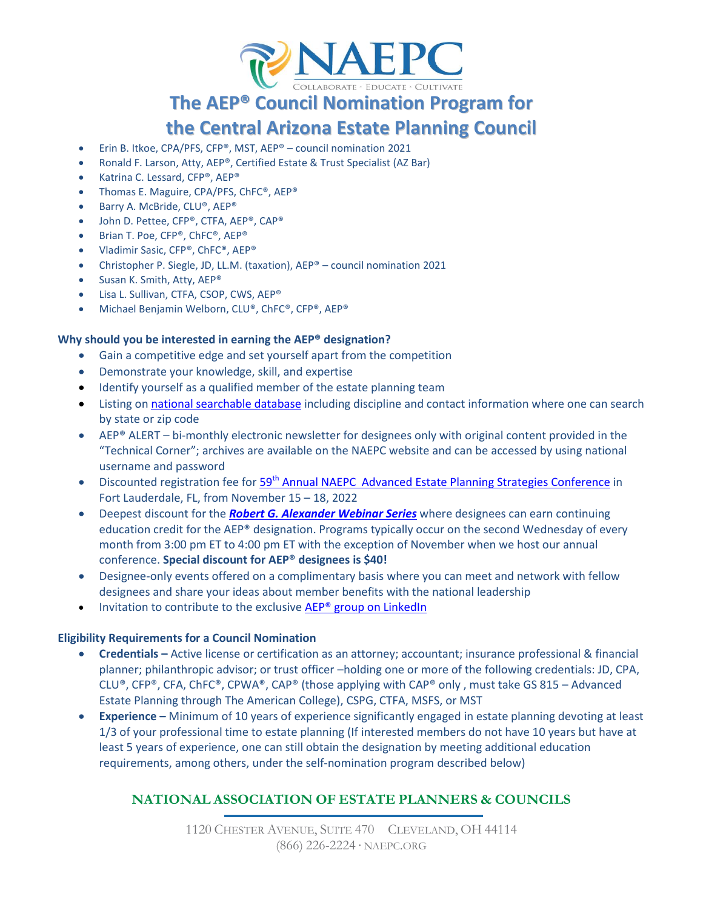# The AEP® Council Nomination Program for the Central Arizona Estate Planning Council

- Erin B. Itkoe, CPA/PFS, CFP®, MST, AEP® – council nomination 2021
- Ronald F. Larson, Atty, AEP®, Certified Estate & Trust Specialist (AZ Bar)
- Katrina C. Lessard, CFP®, AEP®
- Thomas E. Maguire, CPA/PFS, ChFC®, AEP®
- Barry A. McBride, CLU®, AEP®
- John D. Pettee, CFP®, CTFA, AEP®, CAP®
- Brian T. Poe, CFP®, ChFC®, AEP®
- Vladimir Sasic, CFP®, ChFC®, AEP®
- Christopher P. Siegle, JD, LL.M. (taxation), AEP® – council nomination 2021
- Susan K. Smith, Atty, AEP®
- Lisa L. Sullivan, CTFA, CSOP, CWS, AEP®
- Michael Benjamin Welborn, CLU®, ChFC®, CFP®, AEP®

**Why should you be interested in earning the AEP® designation?**

- Gain a competitive edge and set yourself apart from the competition
- Demonstrate your knowledge, skill, and expertise
- Identify yourself as a qualified member of the estate planning team
- Listing on national searchable database including discipline and contact information where one can search by state or zip code
- AEP® ALERT – bi-monthly electronic newsletter for designees only with original content provided in the "Technical Corner"; archives are available on the NAEPC website and can be accessed by using national username and password
- Discounted registration fee for 59th Annual NAEPC Advanced Estate Planning Strategies Conference in Fort Lauderdale, FL, from November 15 – 18, 2022
- Deepest discount for the ***Robert G. Alexander Webinar Series*** where designees can earn continuing education credit for the AEP® designation. Programs typically occur on the second Wednesday of every month from 3:00 pm ET to 4:00 pm ET with the exception of November when we host our annual conference. **Special discount for AEP® designees is $40!**
- Designee-only events offered on a complimentary basis where you can meet and network with fellow designees and share your ideas about member benefits with the national leadership
- Invitation to contribute to the exclusive AEP® group on LinkedIn

**Eligibility Requirements for a Council Nomination**

- **Credentials –** Active license or certification as an attorney; accountant; insurance professional & financial planner; philanthropic advisor; or trust officer –holding one or more of the following credentials: JD, CPA, CLU®, CFP®, CFA, ChFC®, CPWA®, CAP® (those applying with CAP® only , must take GS 815 – Advanced Estate Planning through The American College), CSPG, CTFA, MSFS, or MST
- **Experience –** Minimum of 10 years of experience significantly engaged in estate planning devoting at least 1/3 of your professional time to estate planning (If interested members do not have 10 years but have at least 5 years of experience, one can still obtain the designation by meeting additional education requirements, among others, under the self-nomination program described below)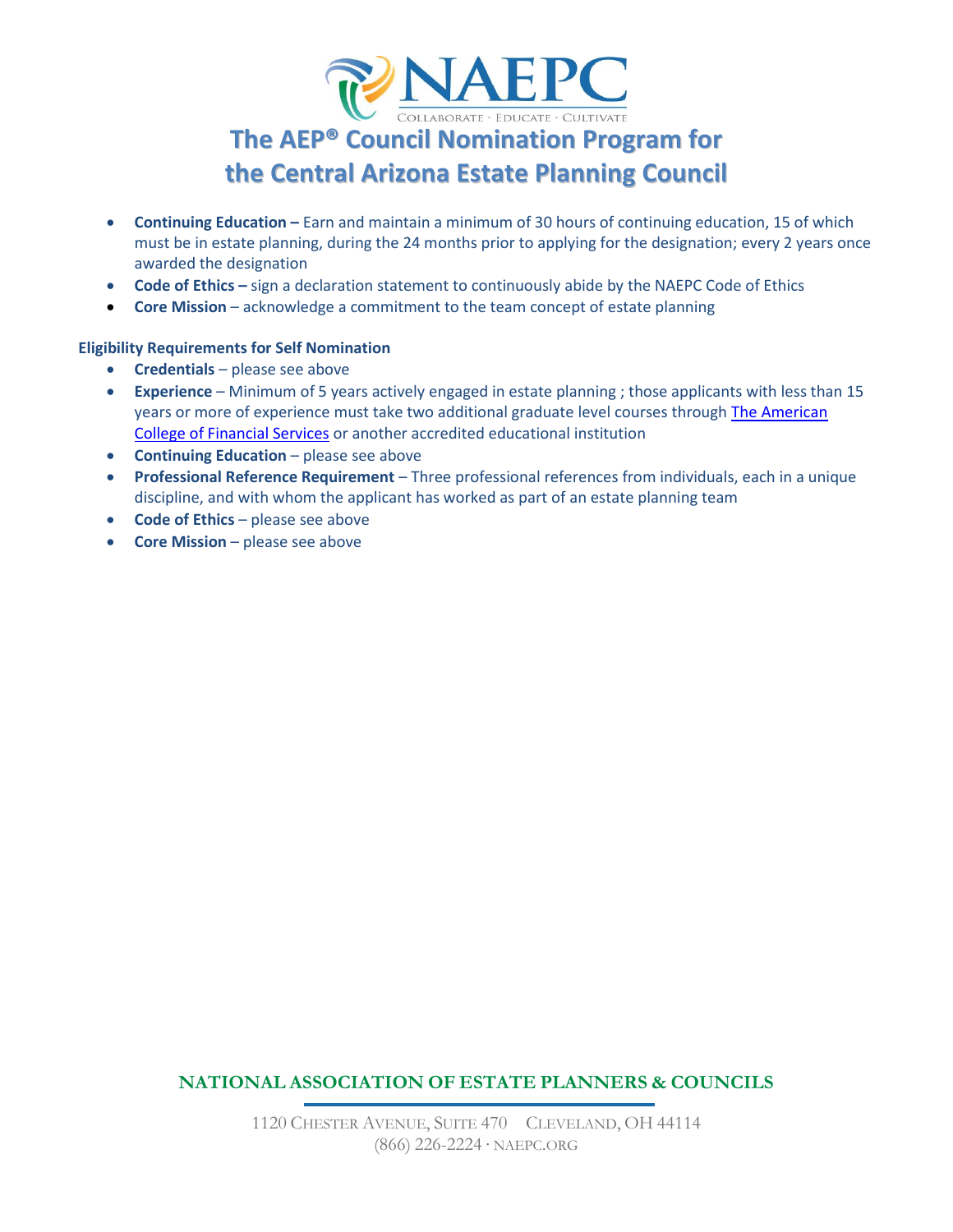# The AEP® Council Nomination Program for the Central Arizona Estate Planning Council

- **Continuing Education –** Earn and maintain a minimum of 30 hours of continuing education, 15 of which must be in estate planning, during the 24 months prior to applying for the designation; every 2 years once awarded the designation
- **Code of Ethics –** sign a declaration statement to continuously abide by the NAEPC Code of Ethics
- **Core Mission** – acknowledge a commitment to the team concept of estate planning

**Eligibility Requirements for Self Nomination**

- **Credentials** – please see above
- **Experience** – Minimum of 5 years actively engaged in estate planning ; those applicants with less than 15 years or more of experience must take two additional graduate level courses through The American College of Financial Services or another accredited educational institution
- **Continuing Education** – please see above
- **Professional Reference Requirement** – Three professional references from individuals, each in a unique discipline, and with whom the applicant has worked as part of an estate planning team
- **Code of Ethics** – please see above
- **Core Mission** – please see above

**NATIONAL ASSOCIATION OF ESTATE PLANNERS & COUNCILS**

1120 Chester Avenue, Suite 470 Cleveland, OH 44114
(866) 226-2224 · naepc.org